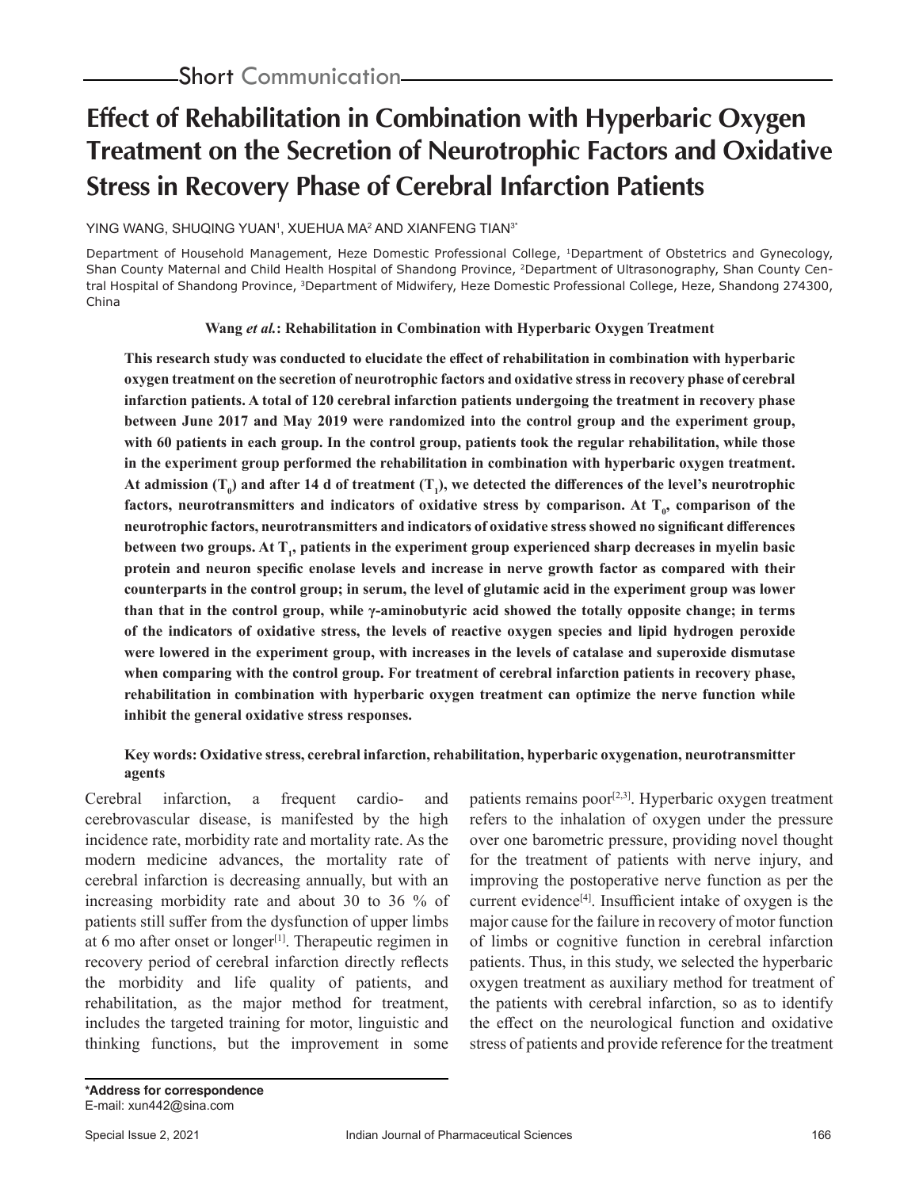Short Communication

# Effect of Rehabilitation in Combination with Hyperbaric Oxygen Treatment on the Secretion of Neurotrophic Factors and Oxidative Stress in Recovery Phase of Cerebral Infarction Patients

YING WANG, SHUQING YUAN[1], XUEHUA MA[2] AND XIANFENG TIAN[3*]

Department of Household Management, Heze Domestic Professional College, [1]Department of Obstetrics and Gynecology, Shan County Maternal and Child Health Hospital of Shandong Province, [2]Department of Ultrasonography, Shan County Central Hospital of Shandong Province, [3]Department of Midwifery, Heze Domestic Professional College, Heze, Shandong 274300, China

**Wang *et al.*: Rehabilitation in Combination with Hyperbaric Oxygen Treatment**

**This research study was conducted to elucidate the effect of rehabilitation in combination with hyperbaric oxygen treatment on the secretion of neurotrophic factors and oxidative stress in recovery phase of cerebral infarction patients. A total of 120 cerebral infarction patients undergoing the treatment in recovery phase between June 2017 and May 2019 were randomized into the control group and the experiment group, with 60 patients in each group. In the control group, patients took the regular rehabilitation, while those in the experiment group performed the rehabilitation in combination with hyperbaric oxygen treatment. At admission ($T_0$) and after 14 d of treatment ($T_1$), we detected the differences of the level's neurotrophic factors, neurotransmitters and indicators of oxidative stress by comparison. At $T_0$, comparison of the neurotrophic factors, neurotransmitters and indicators of oxidative stress showed no significant differences between two groups. At $T_1$, patients in the experiment group experienced sharp decreases in myelin basic protein and neuron specific enolase levels and increase in nerve growth factor as compared with their counterparts in the control group; in serum, the level of glutamic acid in the experiment group was lower than that in the control group, while γ-aminobutyric acid showed the totally opposite change; in terms of the indicators of oxidative stress, the levels of reactive oxygen species and lipid hydrogen peroxide were lowered in the experiment group, with increases in the levels of catalase and superoxide dismutase when comparing with the control group. For treatment of cerebral infarction patients in recovery phase, rehabilitation in combination with hyperbaric oxygen treatment can optimize the nerve function while inhibit the general oxidative stress responses.**

**Key words: Oxidative stress, cerebral infarction, rehabilitation, hyperbaric oxygenation, neurotransmitter agents**

Cerebral infarction, a frequent cardio- and cerebrovascular disease, is manifested by the high incidence rate, morbidity rate and mortality rate. As the modern medicine advances, the mortality rate of cerebral infarction is decreasing annually, but with an increasing morbidity rate and about 30 to 36 % of patients still suffer from the dysfunction of upper limbs at 6 mo after onset or longer[1]. Therapeutic regimen in recovery period of cerebral infarction directly reflects the morbidity and life quality of patients, and rehabilitation, as the major method for treatment, includes the targeted training for motor, linguistic and thinking functions, but the improvement in some patients remains poor[2,3]. Hyperbaric oxygen treatment refers to the inhalation of oxygen under the pressure over one barometric pressure, providing novel thought for the treatment of patients with nerve injury, and improving the postoperative nerve function as per the current evidence[4]. Insufficient intake of oxygen is the major cause for the failure in recovery of motor function of limbs or cognitive function in cerebral infarction patients. Thus, in this study, we selected the hyperbaric oxygen treatment as auxiliary method for treatment of the patients with cerebral infarction, so as to identify the effect on the neurological function and oxidative stress of patients and provide reference for the treatment

**\*Address for correspondence**
E-mail: xun442@sina.com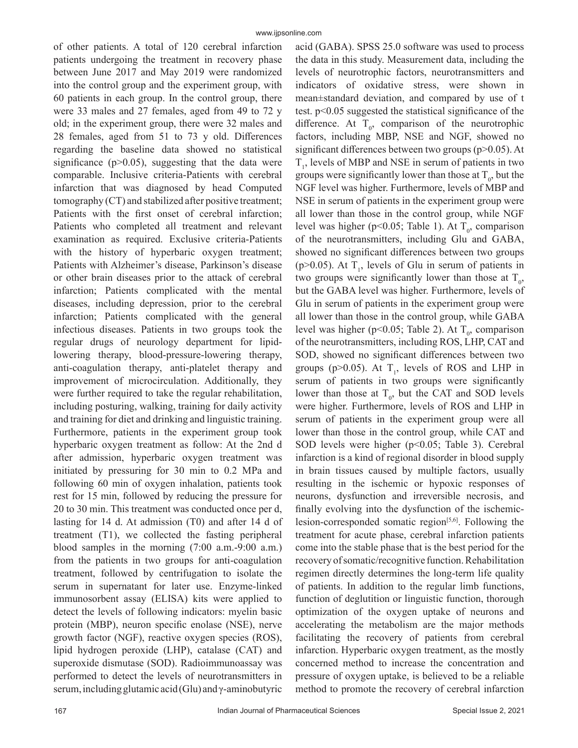of other patients. A total of 120 cerebral infarction patients undergoing the treatment in recovery phase between June 2017 and May 2019 were randomized into the control group and the experiment group, with 60 patients in each group. In the control group, there were 33 males and 27 females, aged from 49 to 72 y old; in the experiment group, there were 32 males and 28 females, aged from 51 to 73 y old. Differences regarding the baseline data showed no statistical significance ($p>0.05$), suggesting that the data were comparable. Inclusive criteria-Patients with cerebral infarction that was diagnosed by head Computed tomography (CT) and stabilized after positive treatment; Patients with the first onset of cerebral infarction; Patients who completed all treatment and relevant examination as required. Exclusive criteria-Patients with the history of hyperbaric oxygen treatment; Patients with Alzheimer's disease, Parkinson's disease or other brain diseases prior to the attack of cerebral infarction; Patients complicated with the mental diseases, including depression, prior to the cerebral infarction; Patients complicated with the general infectious diseases. Patients in two groups took the regular drugs of neurology department for lipid-lowering therapy, blood-pressure-lowering therapy, anti-coagulation therapy, anti-platelet therapy and improvement of microcirculation. Additionally, they were further required to take the regular rehabilitation, including posturing, walking, training for daily activity and training for diet and drinking and linguistic training. Furthermore, patients in the experiment group took hyperbaric oxygen treatment as follow: At the 2nd d after admission, hyperbaric oxygen treatment was initiated by pressuring for 30 min to 0.2 MPa and following 60 min of oxygen inhalation, patients took rest for 15 min, followed by reducing the pressure for 20 to 30 min. This treatment was conducted once per d, lasting for 14 d. At admission (T0) and after 14 d of treatment (T1), we collected the fasting peripheral blood samples in the morning (7:00 a.m.-9:00 a.m.) from the patients in two groups for anti-coagulation treatment, followed by centrifugation to isolate the serum in supernatant for later use. Enzyme-linked immunosorbent assay (ELISA) kits were applied to detect the levels of following indicators: myelin basic protein (MBP), neuron specific enolase (NSE), nerve growth factor (NGF), reactive oxygen species (ROS), lipid hydrogen peroxide (LHP), catalase (CAT) and superoxide dismutase (SOD). Radioimmunoassay was performed to detect the levels of neurotransmitters in serum, including glutamic acid (Glu) and γ-aminobutyric acid (GABA). SPSS 25.0 software was used to process the data in this study. Measurement data, including the levels of neurotrophic factors, neurotransmitters and indicators of oxidative stress, were shown in mean±standard deviation, and compared by use of t test. $p<0.05$ suggested the statistical significance of the difference. At $T_0$, comparison of the neurotrophic factors, including MBP, NSE and NGF, showed no significant differences between two groups ($p>0.05$). At $T_1$, levels of MBP and NSE in serum of patients in two groups were significantly lower than those at $T_0$, but the NGF level was higher. Furthermore, levels of MBP and NSE in serum of patients in the experiment group were all lower than those in the control group, while NGF level was higher ($p<0.05$; Table 1). At $T_0$, comparison of the neurotransmitters, including Glu and GABA, showed no significant differences between two groups ($p>0.05$). At $T_1$, levels of Glu in serum of patients in two groups were significantly lower than those at $T_0$, but the GABA level was higher. Furthermore, levels of Glu in serum of patients in the experiment group were all lower than those in the control group, while GABA level was higher ($p<0.05$; Table 2). At $T_0$, comparison of the neurotransmitters, including ROS, LHP, CAT and SOD, showed no significant differences between two groups ($p>0.05$). At $T_1$, levels of ROS and LHP in serum of patients in two groups were significantly lower than those at $T_0$, but the CAT and SOD levels were higher. Furthermore, levels of ROS and LHP in serum of patients in the experiment group were all lower than those in the control group, while CAT and SOD levels were higher ($p<0.05$; Table 3). Cerebral infarction is a kind of regional disorder in blood supply in brain tissues caused by multiple factors, usually resulting in the ischemic or hypoxic responses of neurons, dysfunction and irreversible necrosis, and finally evolving into the dysfunction of the ischemic-lesion-corresponded somatic region[5,6]. Following the treatment for acute phase, cerebral infarction patients come into the stable phase that is the best period for the recovery of somatic/recognitive function. Rehabilitation regimen directly determines the long-term life quality of patients. In addition to the regular limb functions, function of deglutition or linguistic function, thorough optimization of the oxygen uptake of neurons and accelerating the metabolism are the major methods facilitating the recovery of patients from cerebral infarction. Hyperbaric oxygen treatment, as the mostly concerned method to increase the concentration and pressure of oxygen uptake, is believed to be a reliable method to promote the recovery of cerebral infarction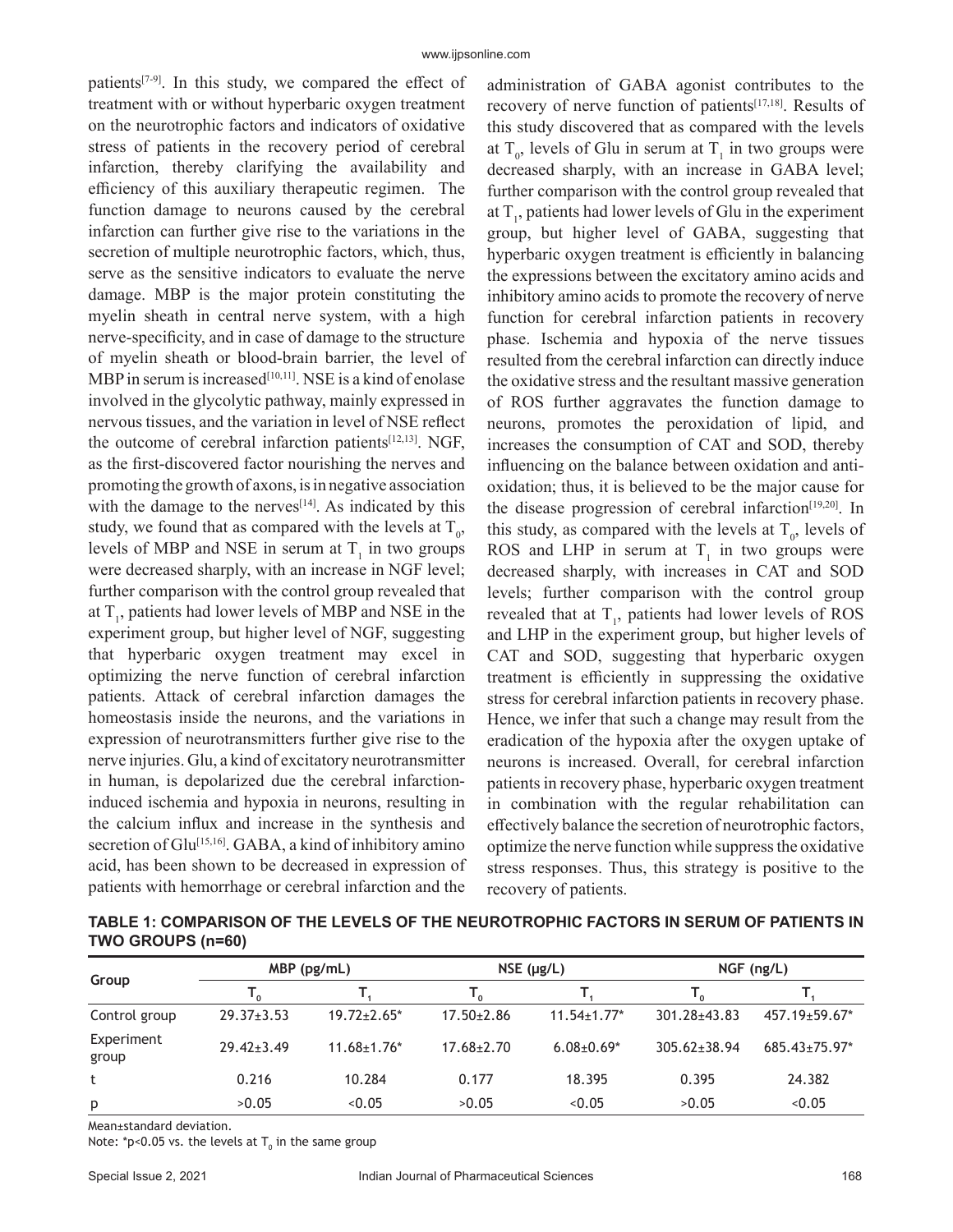patients[7-9]. In this study, we compared the effect of treatment with or without hyperbaric oxygen treatment on the neurotrophic factors and indicators of oxidative stress of patients in the recovery period of cerebral infarction, thereby clarifying the availability and efficiency of this auxiliary therapeutic regimen. The function damage to neurons caused by the cerebral infarction can further give rise to the variations in the secretion of multiple neurotrophic factors, which, thus, serve as the sensitive indicators to evaluate the nerve damage. MBP is the major protein constituting the myelin sheath in central nerve system, with a high nerve-specificity, and in case of damage to the structure of myelin sheath or blood-brain barrier, the level of MBP in serum is increased[10,11]. NSE is a kind of enolase involved in the glycolytic pathway, mainly expressed in nervous tissues, and the variation in level of NSE reflect the outcome of cerebral infarction patients[12,13]. NGF, as the first-discovered factor nourishing the nerves and promoting the growth of axons, is in negative association with the damage to the nerves[14]. As indicated by this study, we found that as compared with the levels at $T_0$, levels of MBP and NSE in serum at $T_1$ in two groups were decreased sharply, with an increase in NGF level; further comparison with the control group revealed that at $T_1$, patients had lower levels of MBP and NSE in the experiment group, but higher level of NGF, suggesting that hyperbaric oxygen treatment may excel in optimizing the nerve function of cerebral infarction patients. Attack of cerebral infarction damages the homeostasis inside the neurons, and the variations in expression of neurotransmitters further give rise to the nerve injuries. Glu, a kind of excitatory neurotransmitter in human, is depolarized due the cerebral infarction-induced ischemia and hypoxia in neurons, resulting in the calcium influx and increase in the synthesis and secretion of Glu[15,16]. GABA, a kind of inhibitory amino acid, has been shown to be decreased in expression of patients with hemorrhage or cerebral infarction and the administration of GABA agonist contributes to the recovery of nerve function of patients[17,18]. Results of this study discovered that as compared with the levels at $T_0$, levels of Glu in serum at $T_1$ in two groups were decreased sharply, with an increase in GABA level; further comparison with the control group revealed that at $T_1$, patients had lower levels of Glu in the experiment group, but higher level of GABA, suggesting that hyperbaric oxygen treatment is efficiently in balancing the expressions between the excitatory amino acids and inhibitory amino acids to promote the recovery of nerve function for cerebral infarction patients in recovery phase. Ischemia and hypoxia of the nerve tissues resulted from the cerebral infarction can directly induce the oxidative stress and the resultant massive generation of ROS further aggravates the function damage to neurons, promotes the peroxidation of lipid, and increases the consumption of CAT and SOD, thereby influencing on the balance between oxidation and anti-oxidation; thus, it is believed to be the major cause for the disease progression of cerebral infarction[19,20]. In this study, as compared with the levels at $T_0$, levels of ROS and LHP in serum at $T_1$ in two groups were decreased sharply, with increases in CAT and SOD levels; further comparison with the control group revealed that at $T_1$, patients had lower levels of ROS and LHP in the experiment group, but higher levels of CAT and SOD, suggesting that hyperbaric oxygen treatment is efficiently in suppressing the oxidative stress for cerebral infarction patients in recovery phase. Hence, we infer that such a change may result from the eradication of the hypoxia after the oxygen uptake of neurons is increased. Overall, for cerebral infarction patients in recovery phase, hyperbaric oxygen treatment in combination with the regular rehabilitation can effectively balance the secretion of neurotrophic factors, optimize the nerve function while suppress the oxidative stress responses. Thus, this strategy is positive to the recovery of patients.

**TABLE 1: COMPARISON OF THE LEVELS OF THE NEUROTROPHIC FACTORS IN SERUM OF PATIENTS IN TWO GROUPS (n=60)**

| Group | MBP (pg/mL) | | NSE (μg/L) | | NGF (ng/L) | |
|---|---|---|---|---|---|---|
| | $T_0$ | $T_1$ | $T_0$ | $T_1$ | $T_0$ | $T_1$ |
| Control group | 29.37±3.53 | 19.72±2.65* | 17.50±2.86 | 11.54±1.77* | 301.28±43.83 | 457.19±59.67* |
| Experiment group | 29.42±3.49 | 11.68±1.76* | 17.68±2.70 | 6.08±0.69* | 305.62±38.94 | 685.43±75.97* |
| t | 0.216 | 10.284 | 0.177 | 18.395 | 0.395 | 24.382 |
| p | >0.05 | <0.05 | >0.05 | <0.05 | >0.05 | <0.05 |

Mean±standard deviation.

Note: *$p<0.05$ vs. the levels at $T_0$ in the same group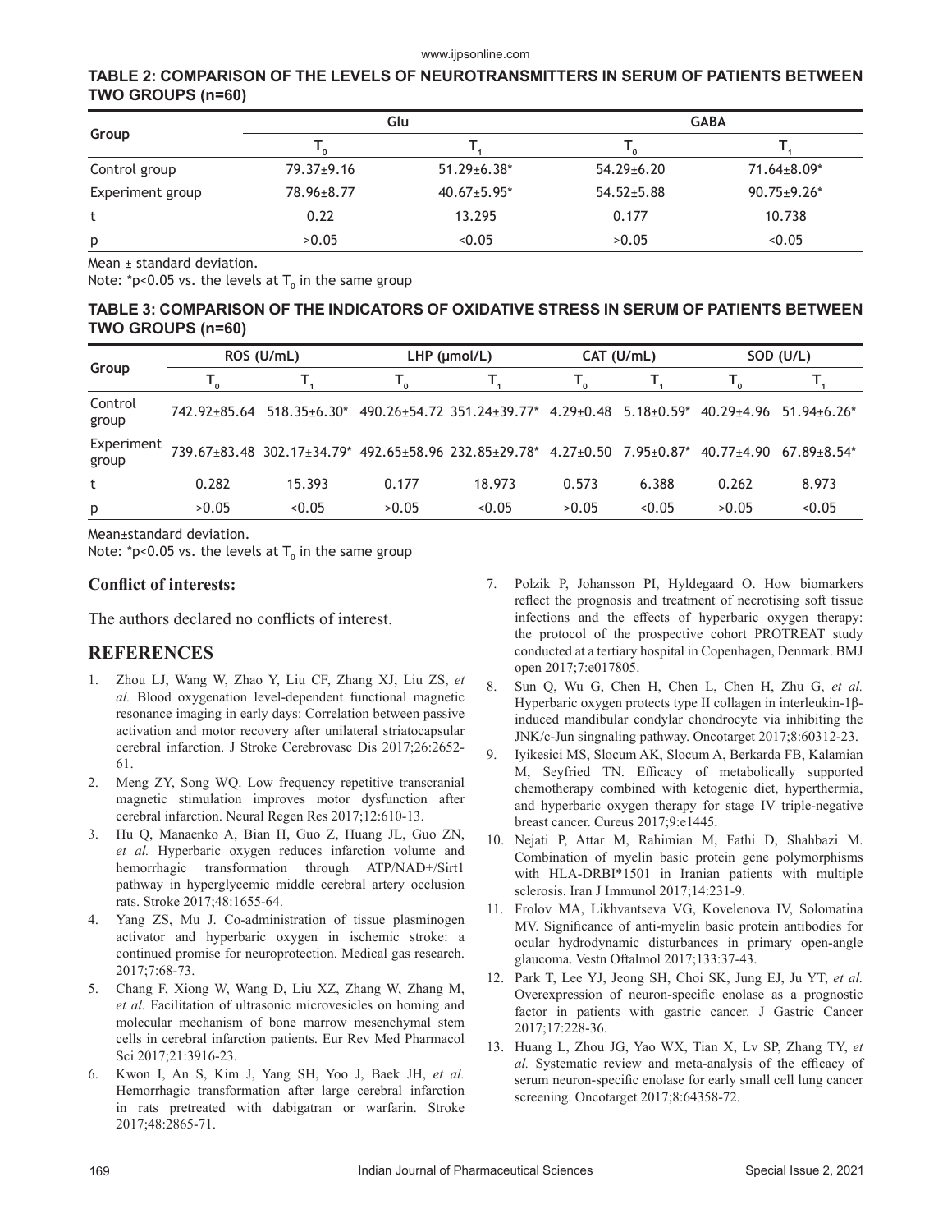**TABLE 2: COMPARISON OF THE LEVELS OF NEUROTRANSMITTERS IN SERUM OF PATIENTS BETWEEN TWO GROUPS (n=60)**

| Group | Glu | | GABA | |
|---|---|---|---|---|
| | $T_0$ | $T_1$ | $T_0$ | $T_1$ |
| Control group | 79.37±9.16 | 51.29±6.38* | 54.29±6.20 | 71.64±8.09* |
| Experiment group | 78.96±8.77 | 40.67±5.95* | 54.52±5.88 | 90.75±9.26* |
| t | 0.22 | 13.295 | 0.177 | 10.738 |
| p | >0.05 | <0.05 | >0.05 | <0.05 |

Mean ± standard deviation.

Note: *p<0.05 vs. the levels at $T_0$ in the same group

**TABLE 3: COMPARISON OF THE INDICATORS OF OXIDATIVE STRESS IN SERUM OF PATIENTS BETWEEN TWO GROUPS (n=60)**

| Group | ROS (U/mL) | | LHP (μmol/L) | | CAT (U/mL) | | SOD (U/L) | |
|---|---|---|---|---|---|---|---|---|
| | $T_0$ | $T_1$ | $T_0$ | $T_1$ | $T_0$ | $T_1$ | $T_0$ | $T_1$ |
| Control group | 742.92±85.64 | 518.35±6.30* | 490.26±54.72 | 351.24±39.77* | 4.29±0.48 | 5.18±0.59* | 40.29±4.96 | 51.94±6.26* |
| Experiment group | 739.67±83.48 | 302.17±34.79* | 492.65±58.96 | 232.85±29.78* | 4.27±0.50 | 7.95±0.87* | 40.77±4.90 | 67.89±8.54* |
| t | 0.282 | 15.393 | 0.177 | 18.973 | 0.573 | 6.388 | 0.262 | 8.973 |
| p | >0.05 | <0.05 | >0.05 | <0.05 | >0.05 | <0.05 | >0.05 | <0.05 |

Mean±standard deviation.

Note: *p<0.05 vs. the levels at $T_0$ in the same group

### Conflict of interests:

The authors declared no conflicts of interest.

## REFERENCES

1. Zhou LJ, Wang W, Zhao Y, Liu CF, Zhang XJ, Liu ZS, *et al.* Blood oxygenation level-dependent functional magnetic resonance imaging in early days: Correlation between passive activation and motor recovery after unilateral striatocapsular cerebral infarction. J Stroke Cerebrovasc Dis 2017;26:2652-61.
2. Meng ZY, Song WQ. Low frequency repetitive transcranial magnetic stimulation improves motor dysfunction after cerebral infarction. Neural Regen Res 2017;12:610-13.
3. Hu Q, Manaenko A, Bian H, Guo Z, Huang JL, Guo ZN, *et al.* Hyperbaric oxygen reduces infarction volume and hemorrhagic transformation through ATP/NAD+/Sirt1 pathway in hyperglycemic middle cerebral artery occlusion rats. Stroke 2017;48:1655-64.
4. Yang ZS, Mu J. Co-administration of tissue plasminogen activator and hyperbaric oxygen in ischemic stroke: a continued promise for neuroprotection. Medical gas research. 2017;7:68-73.
5. Chang F, Xiong W, Wang D, Liu XZ, Zhang W, Zhang M, *et al.* Facilitation of ultrasonic microvesicles on homing and molecular mechanism of bone marrow mesenchymal stem cells in cerebral infarction patients. Eur Rev Med Pharmacol Sci 2017;21:3916-23.
6. Kwon I, An S, Kim J, Yang SH, Yoo J, Baek JH, *et al.* Hemorrhagic transformation after large cerebral infarction in rats pretreated with dabigatran or warfarin. Stroke 2017;48:2865-71.
7. Polzik P, Johansson PI, Hyldegaard O. How biomarkers reflect the prognosis and treatment of necrotising soft tissue infections and the effects of hyperbaric oxygen therapy: the protocol of the prospective cohort PROTREAT study conducted at a tertiary hospital in Copenhagen, Denmark. BMJ open 2017;7:e017805.
8. Sun Q, Wu G, Chen H, Chen L, Chen H, Zhu G, *et al.* Hyperbaric oxygen protects type II collagen in interleukin-1β-induced mandibular condylar chondrocyte via inhibiting the JNK/c-Jun singnaling pathway. Oncotarget 2017;8:60312-23.
9. Iyikesici MS, Slocum AK, Slocum A, Berkarda FB, Kalamian M, Seyfried TN. Efficacy of metabolically supported chemotherapy combined with ketogenic diet, hyperthermia, and hyperbaric oxygen therapy for stage IV triple-negative breast cancer. Cureus 2017;9:e1445.
10. Nejati P, Attar M, Rahimian M, Fathi D, Shahbazi M. Combination of myelin basic protein gene polymorphisms with HLA-DRBI*1501 in Iranian patients with multiple sclerosis. Iran J Immunol 2017;14:231-9.
11. Frolov MA, Likhvantseva VG, Kovelenova IV, Solomatina MV. Significance of anti-myelin basic protein antibodies for ocular hydrodynamic disturbances in primary open-angle glaucoma. Vestn Oftalmol 2017;133:37-43.
12. Park T, Lee YJ, Jeong SH, Choi SK, Jung EJ, Ju YT, *et al.* Overexpression of neuron-specific enolase as a prognostic factor in patients with gastric cancer. J Gastric Cancer 2017;17:228-36.
13. Huang L, Zhou JG, Yao WX, Tian X, Lv SP, Zhang TY, *et al.* Systematic review and meta-analysis of the efficacy of serum neuron-specific enolase for early small cell lung cancer screening. Oncotarget 2017;8:64358-72.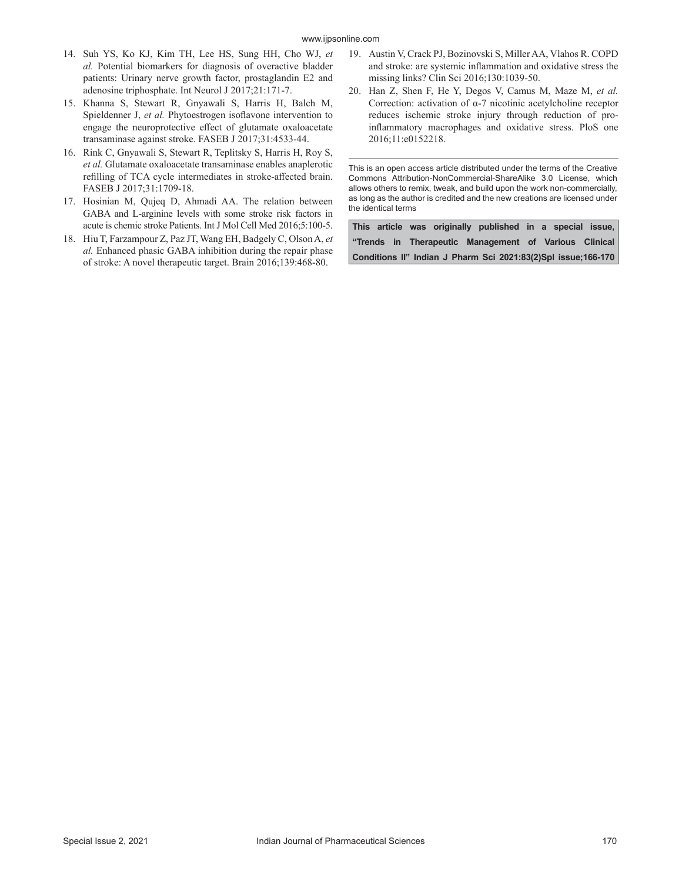14. Suh YS, Ko KJ, Kim TH, Lee HS, Sung HH, Cho WJ, *et al.* Potential biomarkers for diagnosis of overactive bladder patients: Urinary nerve growth factor, prostaglandin E2 and adenosine triphosphate. Int Neurol J 2017;21:171-7.
15. Khanna S, Stewart R, Gnyawali S, Harris H, Balch M, Spieldenner J, *et al.* Phytoestrogen isoflavone intervention to engage the neuroprotective effect of glutamate oxaloacetate transaminase against stroke. FASEB J 2017;31:4533-44.
16. Rink C, Gnyawali S, Stewart R, Teplitsky S, Harris H, Roy S, *et al.* Glutamate oxaloacetate transaminase enables anaplerotic refilling of TCA cycle intermediates in stroke-affected brain. FASEB J 2017;31:1709-18.
17. Hosinian M, Qujeq D, Ahmadi AA. The relation between GABA and L-arginine levels with some stroke risk factors in acute is chemic stroke Patients. Int J Mol Cell Med 2016;5:100-5.
18. Hiu T, Farzampour Z, Paz JT, Wang EH, Badgely C, Olson A, *et al.* Enhanced phasic GABA inhibition during the repair phase of stroke: A novel therapeutic target. Brain 2016;139:468-80.
19. Austin V, Crack PJ, Bozinovski S, Miller AA, Vlahos R. COPD and stroke: are systemic inflammation and oxidative stress the missing links? Clin Sci 2016;130:1039-50.
20. Han Z, Shen F, He Y, Degos V, Camus M, Maze M, *et al.* Correction: activation of α-7 nicotinic acetylcholine receptor reduces ischemic stroke injury through reduction of pro-inflammatory macrophages and oxidative stress. PloS one 2016;11:e0152218.

This is an open access article distributed under the terms of the Creative Commons Attribution-NonCommercial-ShareAlike 3.0 License, which allows others to remix, tweak, and build upon the work non-commercially, as long as the author is credited and the new creations are licensed under the identical terms

**This article was originally published in a special issue, "Trends in Therapeutic Management of Various Clinical Conditions II" Indian J Pharm Sci 2021:83(2)Spl issue;166-170**